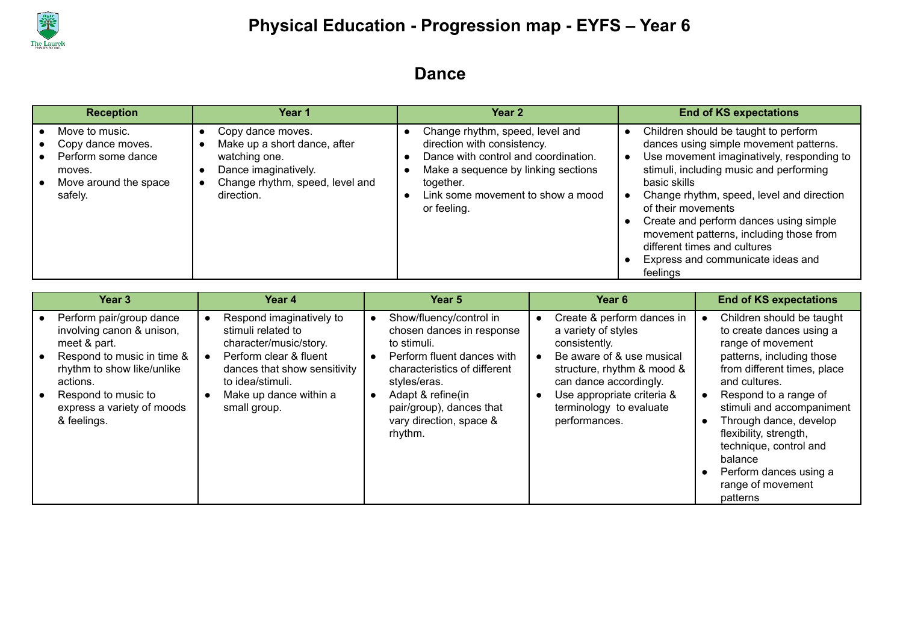# Physical Education - Progression map - EYFS – Year 6

## Dance

| Reception | Year 1 | Year 2 | End of KS expectations |
| --- | --- | --- | --- |
| • Move to music.<br>• Copy dance moves.<br>• Perform some dance moves.<br>• Move around the space safely. | • Copy dance moves.<br>• Make up a short dance, after watching one.<br>• Dance imaginatively.<br>• Change rhythm, speed, level and direction. | • Change rhythm, speed, level and direction with consistency.<br>• Dance with control and coordination.<br>• Make a sequence by linking sections together.<br>• Link some movement to show a mood or feeling. | • Children should be taught to perform dances using simple movement patterns.<br>• Use movement imaginatively, responding to stimuli, including music and performing basic skills<br>• Change rhythm, speed, level and direction of their movements<br>• Create and perform dances using simple movement patterns, including those from different times and cultures<br>• Express and communicate ideas and feelings |

| Year 3 | Year 4 | Year 5 | Year 6 | End of KS expectations |
| --- | --- | --- | --- | --- |
| • Perform pair/group dance involving canon & unison, meet & part.<br>• Respond to music in time & rhythm to show like/unlike actions.<br>• Respond to music to express a variety of moods & feelings. | • Respond imaginatively to stimuli related to character/music/story.<br>• Perform clear & fluent dances that show sensitivity to idea/stimuli.<br>• Make up dance within a small group. | • Show/fluency/control in chosen dances in response to stimuli.<br>• Perform fluent dances with characteristics of different styles/eras.<br>• Adapt & refine(in pair/group), dances that vary direction, space & rhythm. | • Create & perform dances in a variety of styles consistently.<br>• Be aware of & use musical structure, rhythm & mood & can dance accordingly.<br>• Use appropriate criteria & terminology to evaluate performances. | • Children should be taught to create dances using a range of movement patterns, including those from different times, place and cultures.<br>• Respond to a range of stimuli and accompaniment<br>• Through dance, develop flexibility, strength, technique, control and balance<br>• Perform dances using a range of movement patterns |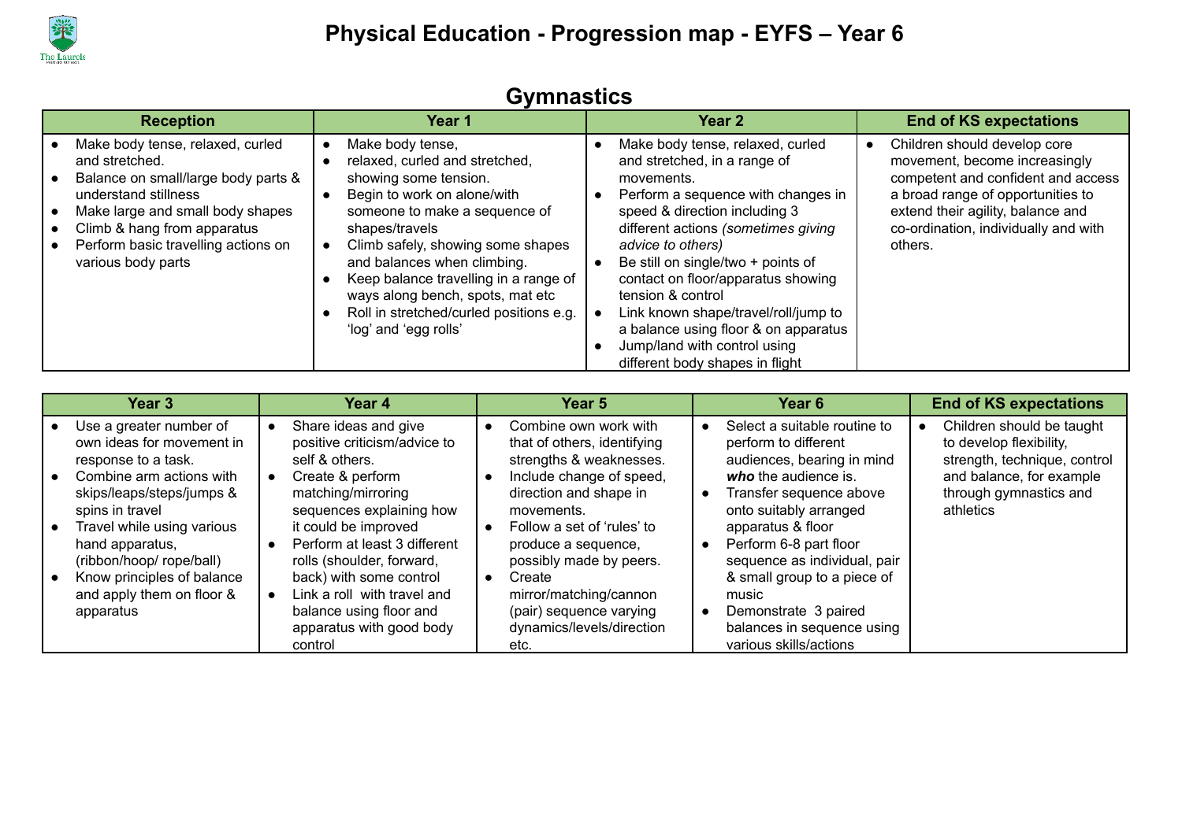# Physical Education - Progression map - EYFS – Year 6

## Gymnastics

| Reception | Year 1 | Year 2 | End of KS expectations |
|---|---|---|---|
| • Make body tense, relaxed, curled and stretched.<br>• Balance on small/large body parts & understand stillness<br>• Make large and small body shapes<br>• Climb & hang from apparatus<br>• Perform basic travelling actions on various body parts | • Make body tense,<br>• relaxed, curled and stretched, showing some tension.<br>• Begin to work on alone/with someone to make a sequence of shapes/travels<br>• Climb safely, showing some shapes and balances when climbing.<br>• Keep balance travelling in a range of ways along bench, spots, mat etc<br>• Roll in stretched/curled positions e.g. 'log' and 'egg rolls' | • Make body tense, relaxed, curled and stretched, in a range of movements.<br>• Perform a sequence with changes in speed & direction including 3 different actions *(sometimes giving advice to others)*<br>• Be still on single/two + points of contact on floor/apparatus showing tension & control<br>• Link known shape/travel/roll/jump to a balance using floor & on apparatus<br>• Jump/land with control using different body shapes in flight | • Children should develop core movement, become increasingly competent and confident and access a broad range of opportunities to extend their agility, balance and co-ordination, individually and with others. |

| Year 3 | Year 4 | Year 5 | Year 6 | End of KS expectations |
|---|---|---|---|---|
| • Use a greater number of own ideas for movement in response to a task.<br>• Combine arm actions with skips/leaps/steps/jumps & spins in travel<br>• Travel while using various hand apparatus, (ribbon/hoop/ rope/ball)<br>• Know principles of balance and apply them on floor & apparatus | • Share ideas and give positive criticism/advice to self & others.<br>• Create & perform matching/mirroring sequences explaining how it could be improved<br>• Perform at least 3 different rolls (shoulder, forward, back) with some control<br>• Link a roll with travel and balance using floor and apparatus with good body control | • Combine own work with that of others, identifying strengths & weaknesses.<br>• Include change of speed, direction and shape in movements.<br>• Follow a set of 'rules' to produce a sequence, possibly made by peers.<br>• Create mirror/matching/cannon (pair) sequence varying dynamics/levels/direction etc. | • Select a suitable routine to perform to different audiences, bearing in mind ***who*** the audience is.<br>• Transfer sequence above onto suitably arranged apparatus & floor<br>• Perform 6-8 part floor sequence as individual, pair & small group to a piece of music<br>• Demonstrate 3 paired balances in sequence using various skills/actions | • Children should be taught to develop flexibility, strength, technique, control and balance, for example through gymnastics and athletics |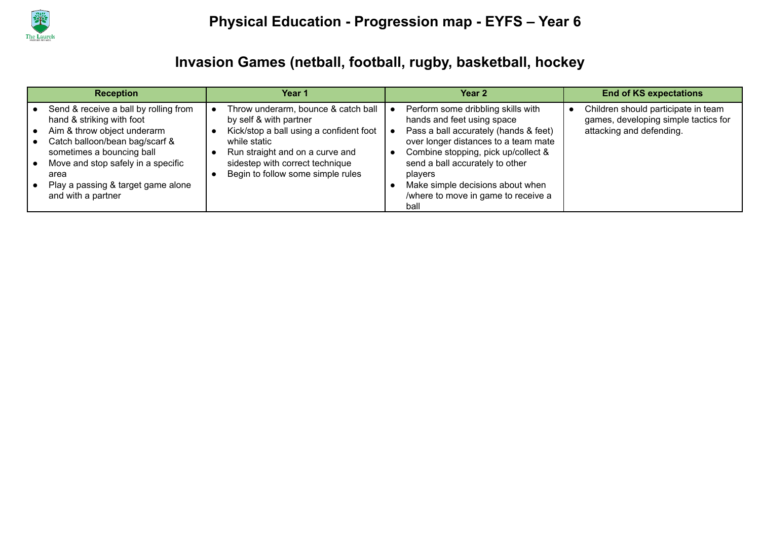# Physical Education - Progression map - EYFS – Year 6

## Invasion Games (netball, football, rugby, basketball, hockey

| Reception | Year 1 | Year 2 | End of KS expectations |
|---|---|---|---|
| • Send & receive a ball by rolling from hand & striking with foot<br>• Aim & throw object underarm<br>• Catch balloon/bean bag/scarf & sometimes a bouncing ball<br>• Move and stop safely in a specific area<br>• Play a passing & target game alone and with a partner | • Throw underarm, bounce & catch ball by self & with partner<br>• Kick/stop a ball using a confident foot while static<br>• Run straight and on a curve and sidestep with correct technique<br>• Begin to follow some simple rules | • Perform some dribbling skills with hands and feet using space<br>• Pass a ball accurately (hands & feet) over longer distances to a team mate<br>• Combine stopping, pick up/collect & send a ball accurately to other players<br>• Make simple decisions about when /where to move in game to receive a ball | • Children should participate in team games, developing simple tactics for attacking and defending. |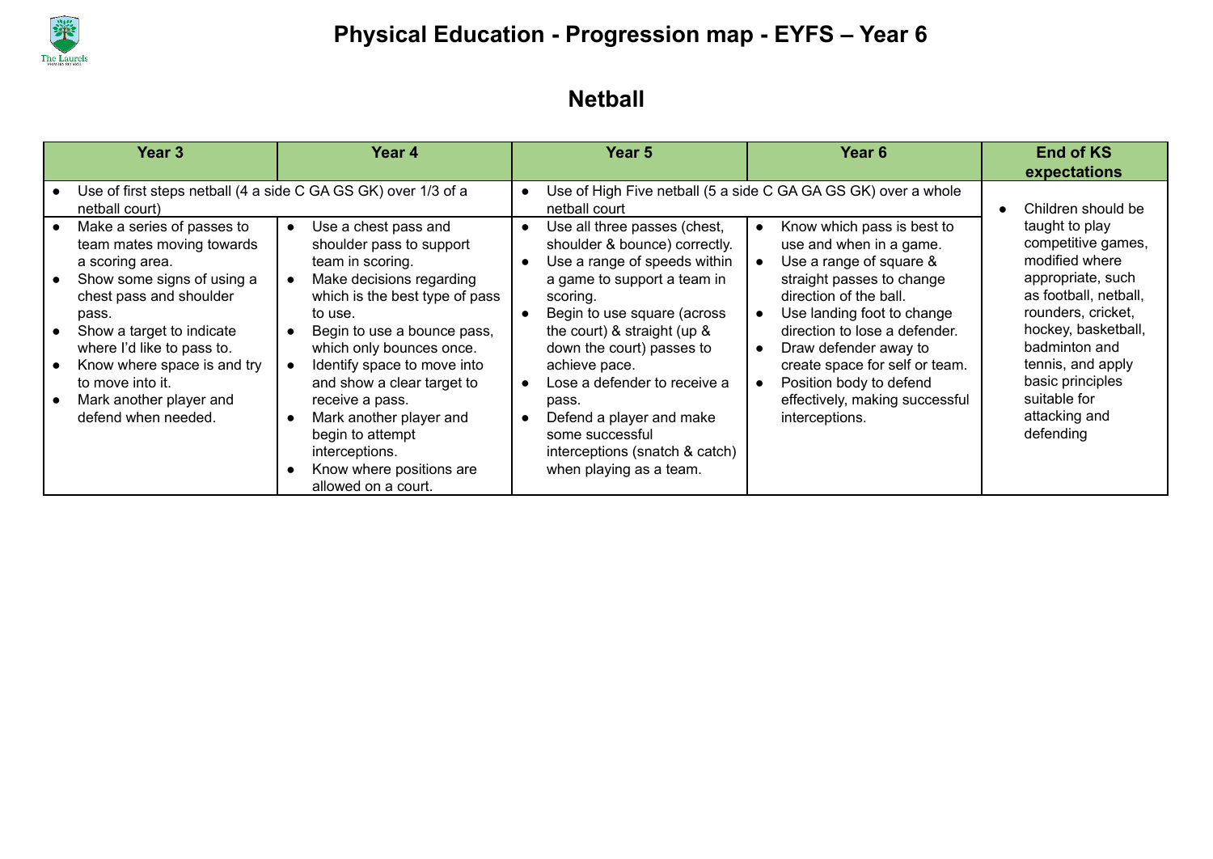# Physical Education - Progression map - EYFS – Year 6

## Netball

| Year 3 | Year 4 | Year 5 | Year 6 | End of KS expectations |
|---|---|---|---|---|
| • Use of first steps netball (4 a side C GA GS GK) over 1/3 of a netball court) | | • Use of High Five netball (5 a side C GA GA GS GK) over a whole netball court | | • Children should be taught to play competitive games, modified where appropriate, such as football, netball, rounders, cricket, hockey, basketball, badminton and tennis, and apply basic principles suitable for attacking and defending |
| • Make a series of passes to team mates moving towards a scoring area.<br>• Show some signs of using a chest pass and shoulder pass.<br>• Show a target to indicate where I'd like to pass to.<br>• Know where space is and try to move into it.<br>• Mark another player and defend when needed. | • Use a chest pass and shoulder pass to support team in scoring.<br>• Make decisions regarding which is the best type of pass to use.<br>• Begin to use a bounce pass, which only bounces once.<br>• Identify space to move into and show a clear target to receive a pass.<br>• Mark another player and begin to attempt interceptions.<br>• Know where positions are allowed on a court. | • Use all three passes (chest, shoulder & bounce) correctly.<br>• Use a range of speeds within a game to support a team in scoring.<br>• Begin to use square (across the court) & straight (up & down the court) passes to achieve pace.<br>• Lose a defender to receive a pass.<br>• Defend a player and make some successful interceptions (snatch & catch) when playing as a team. | • Know which pass is best to use and when in a game.<br>• Use a range of square & straight passes to change direction of the ball.<br>• Use landing foot to change direction to lose a defender.<br>• Draw defender away to create space for self or team.<br>• Position body to defend effectively, making successful interceptions. | |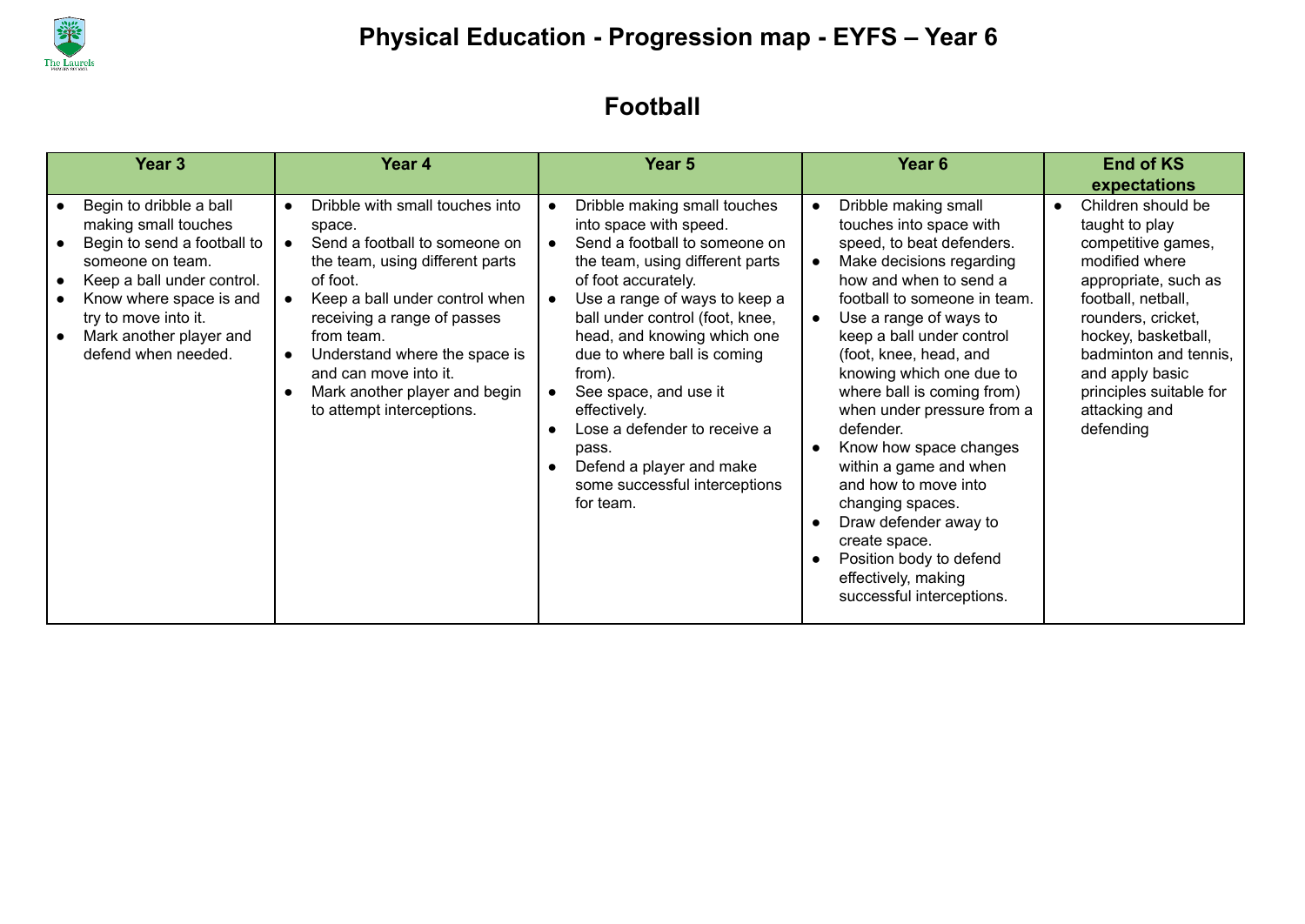# Physical Education - Progression map - EYFS – Year 6

## Football

| Year 3 | Year 4 | Year 5 | Year 6 | End of KS expectations |
|---|---|---|---|---|
| • Begin to dribble a ball making small touches<br>• Begin to send a football to someone on team.<br>• Keep a ball under control.<br>• Know where space is and try to move into it.<br>• Mark another player and defend when needed. | • Dribble with small touches into space.<br>• Send a football to someone on the team, using different parts of foot.<br>• Keep a ball under control when receiving a range of passes from team.<br>• Understand where the space is and can move into it.<br>• Mark another player and begin to attempt interceptions. | • Dribble making small touches into space with speed.<br>• Send a football to someone on the team, using different parts of foot accurately.<br>• Use a range of ways to keep a ball under control (foot, knee, head, and knowing which one due to where ball is coming from).<br>• See space, and use it effectively.<br>• Lose a defender to receive a pass.<br>• Defend a player and make some successful interceptions for team. | • Dribble making small touches into space with speed, to beat defenders.<br>• Make decisions regarding how and when to send a football to someone in team.<br>• Use a range of ways to keep a ball under control (foot, knee, head, and knowing which one due to where ball is coming from) when under pressure from a defender.<br>• Know how space changes within a game and when and how to move into changing spaces.<br>• Draw defender away to create space.<br>• Position body to defend effectively, making successful interceptions. | • Children should be taught to play competitive games, modified where appropriate, such as football, netball, rounders, cricket, hockey, basketball, badminton and tennis, and apply basic principles suitable for attacking and defending |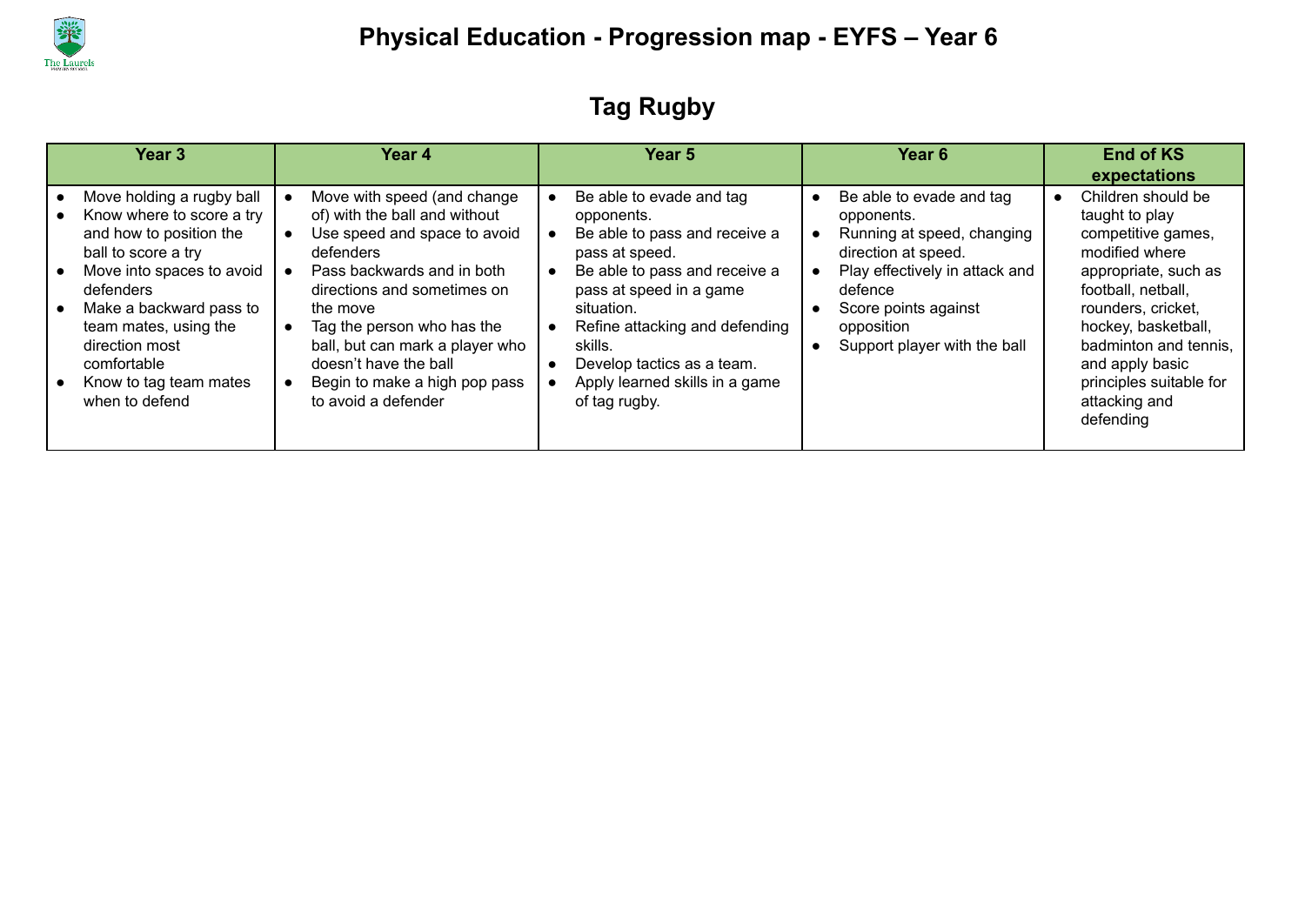# Physical Education - Progression map - EYFS – Year 6

## Tag Rugby

| Year 3 | Year 4 | Year 5 | Year 6 | End of KS expectations |
|---|---|---|---|---|
| • Move holding a rugby ball<br>• Know where to score a try and how to position the ball to score a try<br>• Move into spaces to avoid defenders<br>• Make a backward pass to team mates, using the direction most comfortable<br>• Know to tag team mates when to defend | • Move with speed (and change of) with the ball and without<br>• Use speed and space to avoid defenders<br>• Pass backwards and in both directions and sometimes on the move<br>• Tag the person who has the ball, but can mark a player who doesn't have the ball<br>• Begin to make a high pop pass to avoid a defender | • Be able to evade and tag opponents.<br>• Be able to pass and receive a pass at speed.<br>• Be able to pass and receive a pass at speed in a game situation.<br>• Refine attacking and defending skills.<br>• Develop tactics as a team.<br>• Apply learned skills in a game of tag rugby. | • Be able to evade and tag opponents.<br>• Running at speed, changing direction at speed.<br>• Play effectively in attack and defence<br>• Score points against opposition<br>• Support player with the ball | • Children should be taught to play competitive games, modified where appropriate, such as football, netball, rounders, cricket, hockey, basketball, badminton and tennis, and apply basic principles suitable for attacking and defending |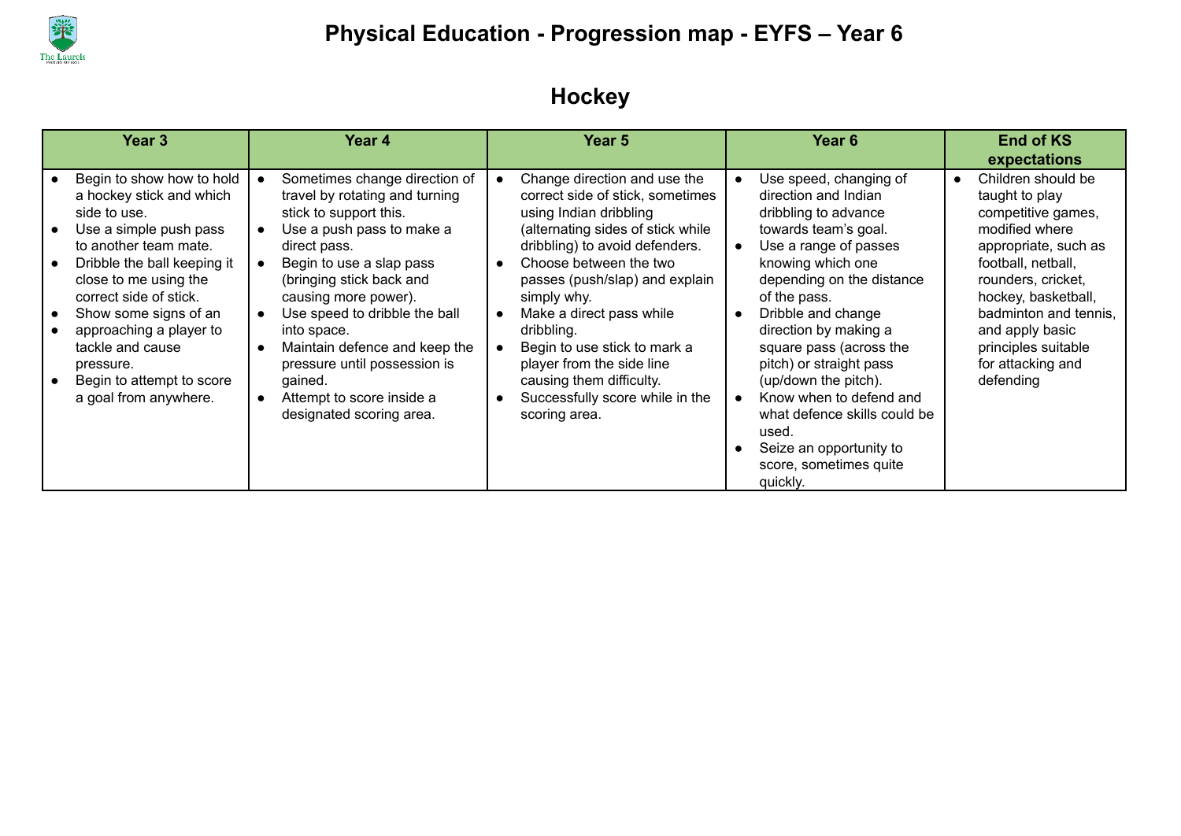# Physical Education - Progression map - EYFS – Year 6

## Hockey

| Year 3 | Year 4 | Year 5 | Year 6 | End of KS expectations |
|---|---|---|---|---|
| • Begin to show how to hold a hockey stick and which side to use.<br>• Use a simple push pass to another team mate.<br>• Dribble the ball keeping it close to me using the correct side of stick.<br>• Show some signs of an<br>• approaching a player to tackle and cause pressure.<br>• Begin to attempt to score a goal from anywhere. | • Sometimes change direction of travel by rotating and turning stick to support this.<br>• Use a push pass to make a direct pass.<br>• Begin to use a slap pass (bringing stick back and causing more power).<br>• Use speed to dribble the ball into space.<br>• Maintain defence and keep the pressure until possession is gained.<br>• Attempt to score inside a designated scoring area. | • Change direction and use the correct side of stick, sometimes using Indian dribbling (alternating sides of stick while dribbling) to avoid defenders.<br>• Choose between the two passes (push/slap) and explain simply why.<br>• Make a direct pass while dribbling.<br>• Begin to use stick to mark a player from the side line causing them difficulty.<br>• Successfully score while in the scoring area. | • Use speed, changing of direction and Indian dribbling to advance towards team's goal.<br>• Use a range of passes knowing which one depending on the distance of the pass.<br>• Dribble and change direction by making a square pass (across the pitch) or straight pass (up/down the pitch).<br>• Know when to defend and what defence skills could be used.<br>• Seize an opportunity to score, sometimes quite quickly. | • Children should be taught to play competitive games, modified where appropriate, such as football, netball, rounders, cricket, hockey, basketball, badminton and tennis, and apply basic principles suitable for attacking and defending |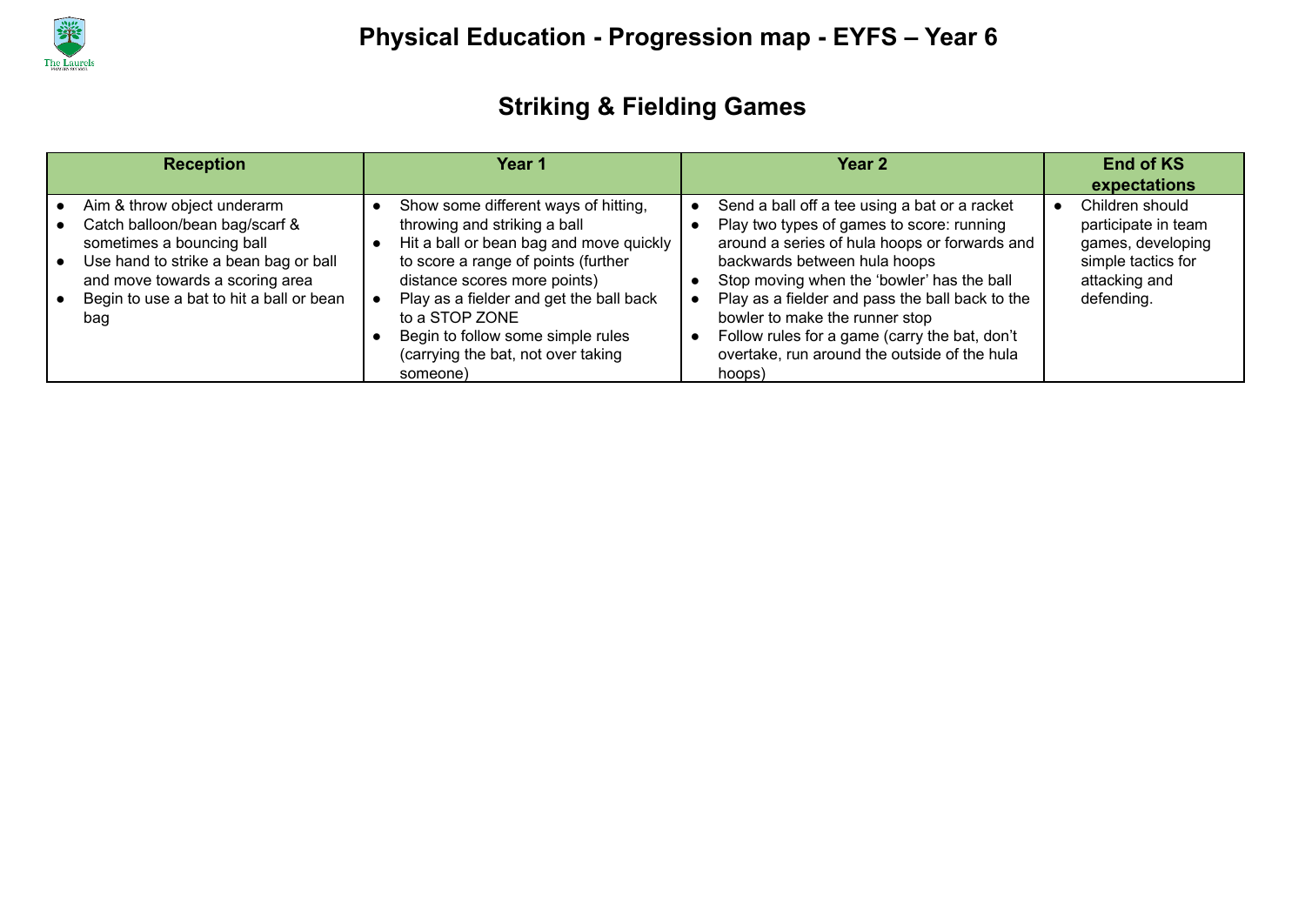# Physical Education - Progression map - EYFS – Year 6

## Striking & Fielding Games

| Reception | Year 1 | Year 2 | End of KS expectations |
|---|---|---|---|
| • Aim & throw object underarm<br>• Catch balloon/bean bag/scarf & sometimes a bouncing ball<br>• Use hand to strike a bean bag or ball and move towards a scoring area<br>• Begin to use a bat to hit a ball or bean bag | • Show some different ways of hitting, throwing and striking a ball<br>• Hit a ball or bean bag and move quickly to score a range of points (further distance scores more points)<br>• Play as a fielder and get the ball back to a STOP ZONE<br>• Begin to follow some simple rules (carrying the bat, not over taking someone) | • Send a ball off a tee using a bat or a racket<br>• Play two types of games to score: running around a series of hula hoops or forwards and backwards between hula hoops<br>• Stop moving when the 'bowler' has the ball<br>• Play as a fielder and pass the ball back to the bowler to make the runner stop<br>• Follow rules for a game (carry the bat, don't overtake, run around the outside of the hula hoops) | • Children should participate in team games, developing simple tactics for attacking and defending. |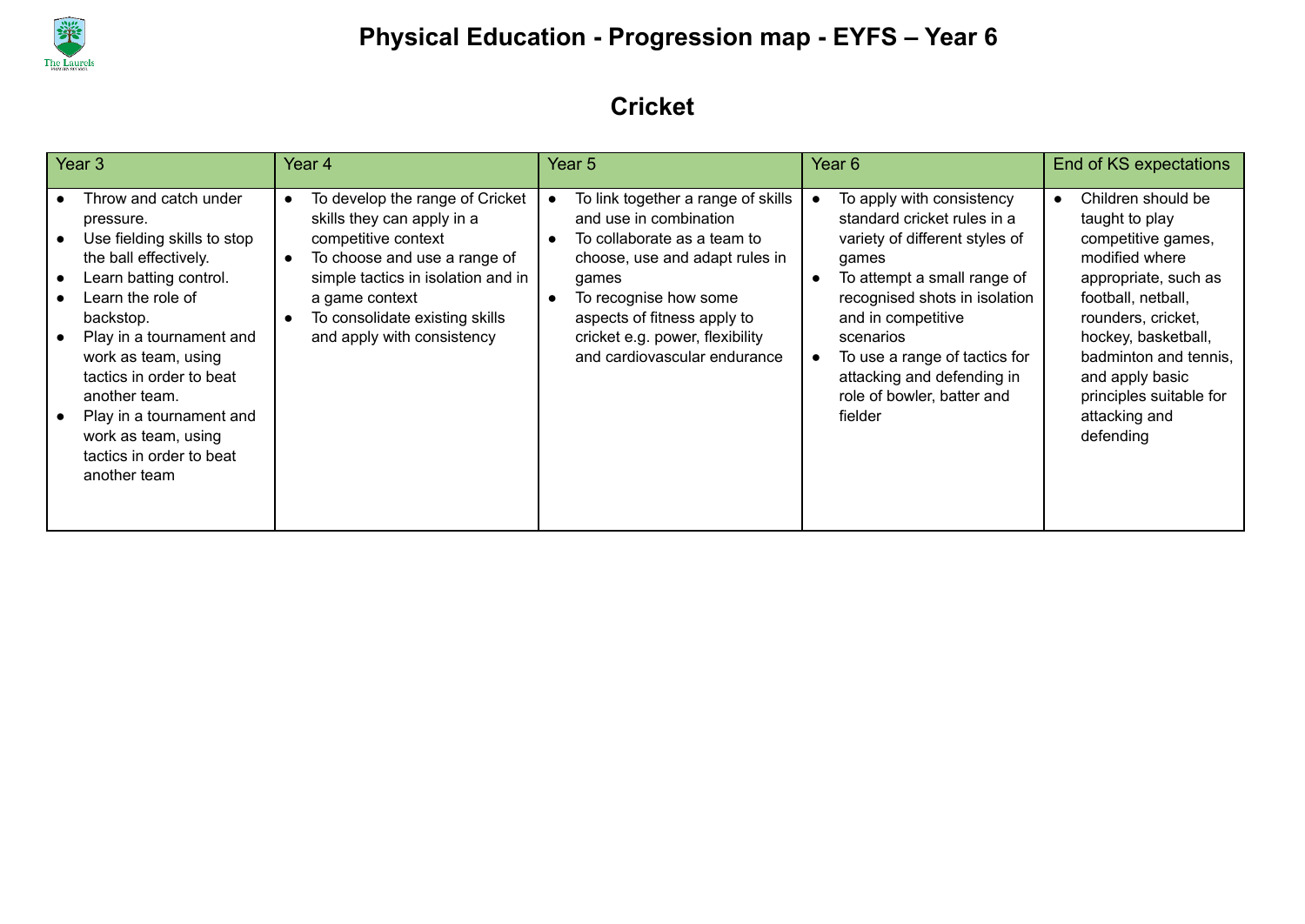# Physical Education - Progression map - EYFS – Year 6

## Cricket

| Year 3 | Year 4 | Year 5 | Year 6 | End of KS expectations |
|---|---|---|---|---|
| • Throw and catch under pressure.<br>• Use fielding skills to stop the ball effectively.<br>• Learn batting control.<br>• Learn the role of backstop.<br>• Play in a tournament and work as team, using tactics in order to beat another team.<br>• Play in a tournament and work as team, using tactics in order to beat another team | • To develop the range of Cricket skills they can apply in a competitive context<br>• To choose and use a range of simple tactics in isolation and in a game context<br>• To consolidate existing skills and apply with consistency | • To link together a range of skills and use in combination<br>• To collaborate as a team to choose, use and adapt rules in games<br>• To recognise how some aspects of fitness apply to cricket e.g. power, flexibility and cardiovascular endurance | • To apply with consistency standard cricket rules in a variety of different styles of games<br>• To attempt a small range of recognised shots in isolation and in competitive scenarios<br>• To use a range of tactics for attacking and defending in role of bowler, batter and fielder | • Children should be taught to play competitive games, modified where appropriate, such as football, netball, rounders, cricket, hockey, basketball, badminton and tennis, and apply basic principles suitable for attacking and defending |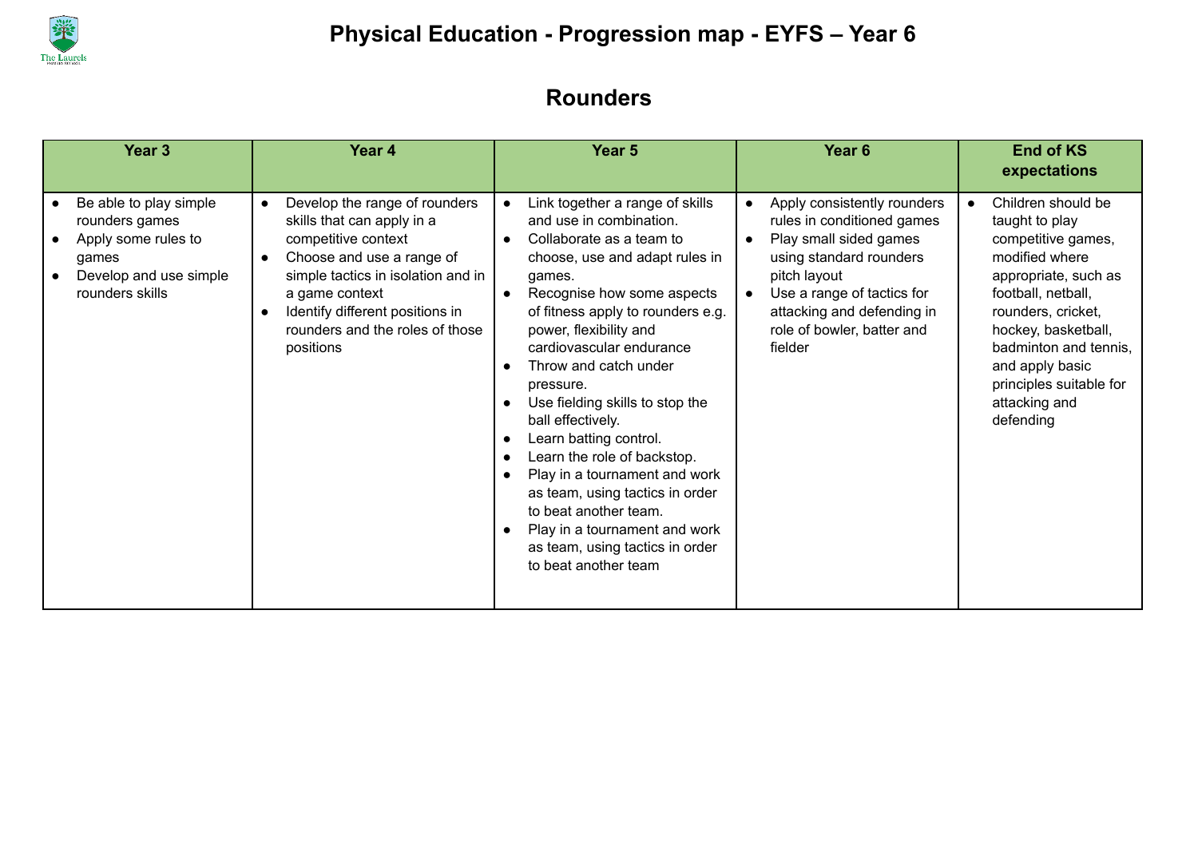# Physical Education - Progression map - EYFS – Year 6

## Rounders

| Year 3 | Year 4 | Year 5 | Year 6 | End of KS expectations |
|---|---|---|---|---|
| • Be able to play simple rounders games<br>• Apply some rules to games<br>• Develop and use simple rounders skills | • Develop the range of rounders skills that can apply in a competitive context<br>• Choose and use a range of simple tactics in isolation and in a game context<br>• Identify different positions in rounders and the roles of those positions | • Link together a range of skills and use in combination.<br>• Collaborate as a team to choose, use and adapt rules in games.<br>• Recognise how some aspects of fitness apply to rounders e.g. power, flexibility and cardiovascular endurance<br>• Throw and catch under pressure.<br>• Use fielding skills to stop the ball effectively.<br>• Learn batting control.<br>• Learn the role of backstop.<br>• Play in a tournament and work as team, using tactics in order to beat another team.<br>• Play in a tournament and work as team, using tactics in order to beat another team | • Apply consistently rounders rules in conditioned games<br>• Play small sided games using standard rounders pitch layout<br>• Use a range of tactics for attacking and defending in role of bowler, batter and fielder | • Children should be taught to play competitive games, modified where appropriate, such as football, netball, rounders, cricket, hockey, basketball, badminton and tennis, and apply basic principles suitable for attacking and defending |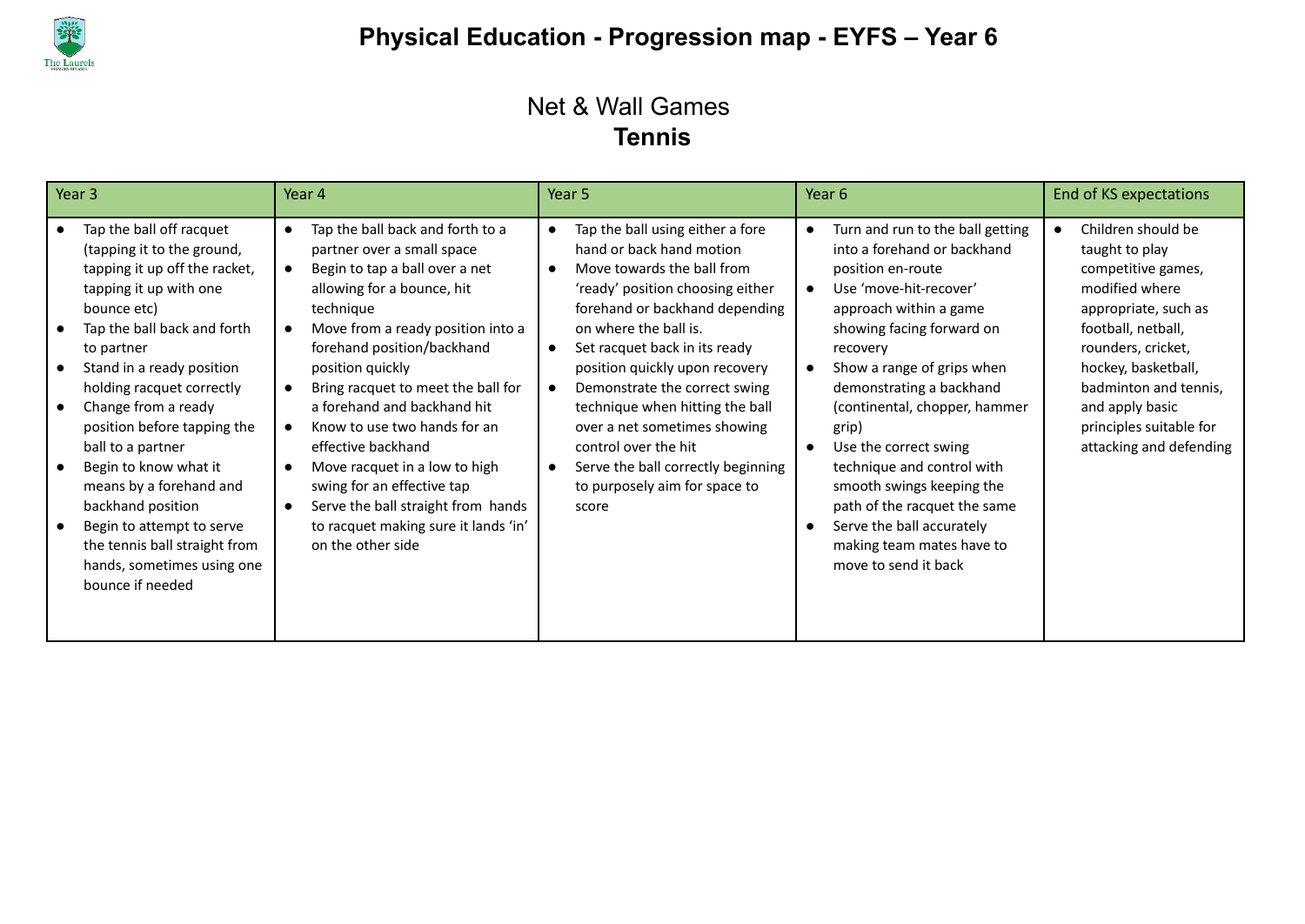# Physical Education - Progression map - EYFS – Year 6

## Net & Wall Games

### Tennis

| Year 3 | Year 4 | Year 5 | Year 6 | End of KS expectations |
|---|---|---|---|---|
| • Tap the ball off racquet (tapping it to the ground, tapping it up off the racket, tapping it up with one bounce etc)<br>• Tap the ball back and forth to partner<br>• Stand in a ready position holding racquet correctly<br>• Change from a ready position before tapping the ball to a partner<br>• Begin to know what it means by a forehand and backhand position<br>• Begin to attempt to serve the tennis ball straight from hands, sometimes using one bounce if needed | • Tap the ball back and forth to a partner over a small space<br>• Begin to tap a ball over a net allowing for a bounce, hit technique<br>• Move from a ready position into a forehand position/backhand position quickly<br>• Bring racquet to meet the ball for a forehand and backhand hit<br>• Know to use two hands for an effective backhand<br>• Move racquet in a low to high swing for an effective tap<br>• Serve the ball straight from hands to racquet making sure it lands 'in' on the other side | • Tap the ball using either a fore hand or back hand motion<br>• Move towards the ball from 'ready' position choosing either forehand or backhand depending on where the ball is.<br>• Set racquet back in its ready position quickly upon recovery<br>• Demonstrate the correct swing technique when hitting the ball over a net sometimes showing control over the hit<br>• Serve the ball correctly beginning to purposely aim for space to score | • Turn and run to the ball getting into a forehand or backhand position en-route<br>• Use 'move-hit-recover' approach within a game showing facing forward on recovery<br>• Show a range of grips when demonstrating a backhand (continental, chopper, hammer grip)<br>• Use the correct swing technique and control with smooth swings keeping the path of the racquet the same<br>• Serve the ball accurately making team mates have to move to send it back | • Children should be taught to play competitive games, modified where appropriate, such as football, netball, rounders, cricket, hockey, basketball, badminton and tennis, and apply basic principles suitable for attacking and defending |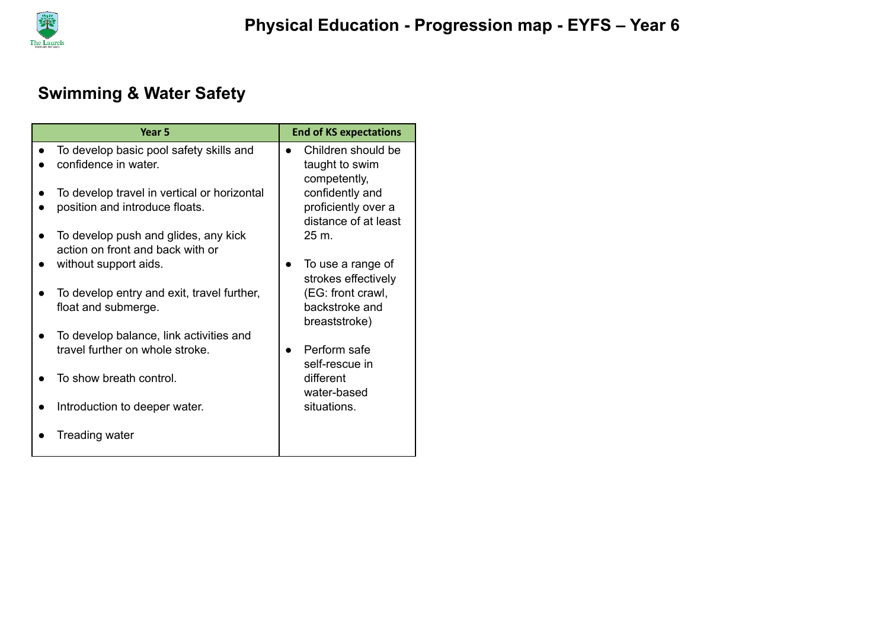# Physical Education - Progression map - EYFS – Year 6

## Swimming & Water Safety

| Year 5 | End of KS expectations |
|---|---|
| • To develop basic pool safety skills and<br>• confidence in water.<br><br>• To develop travel in vertical or horizontal<br>• position and introduce floats.<br><br>• To develop push and glides, any kick action on front and back with or<br>• without support aids.<br><br>• To develop entry and exit, travel further, float and submerge.<br><br>• To develop balance, link activities and travel further on whole stroke.<br><br>• To show breath control.<br><br>• Introduction to deeper water.<br><br>• Treading water | • Children should be taught to swim competently, confidently and proficiently over a distance of at least 25 m.<br><br>• To use a range of strokes effectively (EG: front crawl, backstroke and breaststroke)<br><br>• Perform safe self-rescue in different water-based situations. |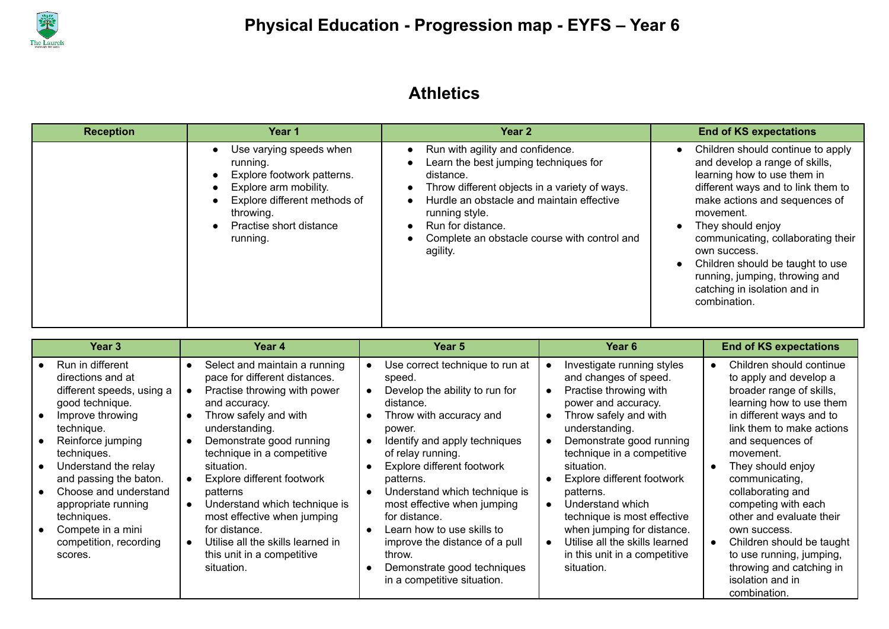# Physical Education - Progression map - EYFS – Year 6

## Athletics

| Reception | Year 1 | Year 2 | End of KS expectations |
|---|---|---|---|
| | • Use varying speeds when running.<br>• Explore footwork patterns.<br>• Explore arm mobility.<br>• Explore different methods of throwing.<br>• Practise short distance running. | • Run with agility and confidence.<br>• Learn the best jumping techniques for distance.<br>• Throw different objects in a variety of ways.<br>• Hurdle an obstacle and maintain effective running style.<br>• Run for distance.<br>• Complete an obstacle course with control and agility. | • Children should continue to apply and develop a range of skills, learning how to use them in different ways and to link them to make actions and sequences of movement.<br>• They should enjoy communicating, collaborating their own success.<br>• Children should be taught to use running, jumping, throwing and catching in isolation and in combination. |

| Year 3 | Year 4 | Year 5 | Year 6 | End of KS expectations |
|---|---|---|---|---|
| • Run in different directions and at different speeds, using a good technique.<br>• Improve throwing technique.<br>• Reinforce jumping techniques.<br>• Understand the relay and passing the baton.<br>• Choose and understand appropriate running techniques.<br>• Compete in a mini competition, recording scores. | • Select and maintain a running pace for different distances.<br>• Practise throwing with power and accuracy.<br>• Throw safely and with understanding.<br>• Demonstrate good running technique in a competitive situation.<br>• Explore different footwork patterns<br>• Understand which technique is most effective when jumping for distance.<br>• Utilise all the skills learned in this unit in a competitive situation. | • Use correct technique to run at speed.<br>• Develop the ability to run for distance.<br>• Throw with accuracy and power.<br>• Identify and apply techniques of relay running.<br>• Explore different footwork patterns.<br>• Understand which technique is most effective when jumping for distance.<br>• Learn how to use skills to improve the distance of a pull throw.<br>• Demonstrate good techniques in a competitive situation. | • Investigate running styles and changes of speed.<br>• Practise throwing with power and accuracy.<br>• Throw safely and with understanding.<br>• Demonstrate good running technique in a competitive situation.<br>• Explore different footwork patterns.<br>• Understand which technique is most effective when jumping for distance.<br>• Utilise all the skills learned in this unit in a competitive situation. | • Children should continue to apply and develop a broader range of skills, learning how to use them in different ways and to link them to make actions and sequences of movement.<br>• They should enjoy communicating, collaborating and competing with each other and evaluate their own success.<br>• Children should be taught to use running, jumping, throwing and catching in isolation and in combination. |